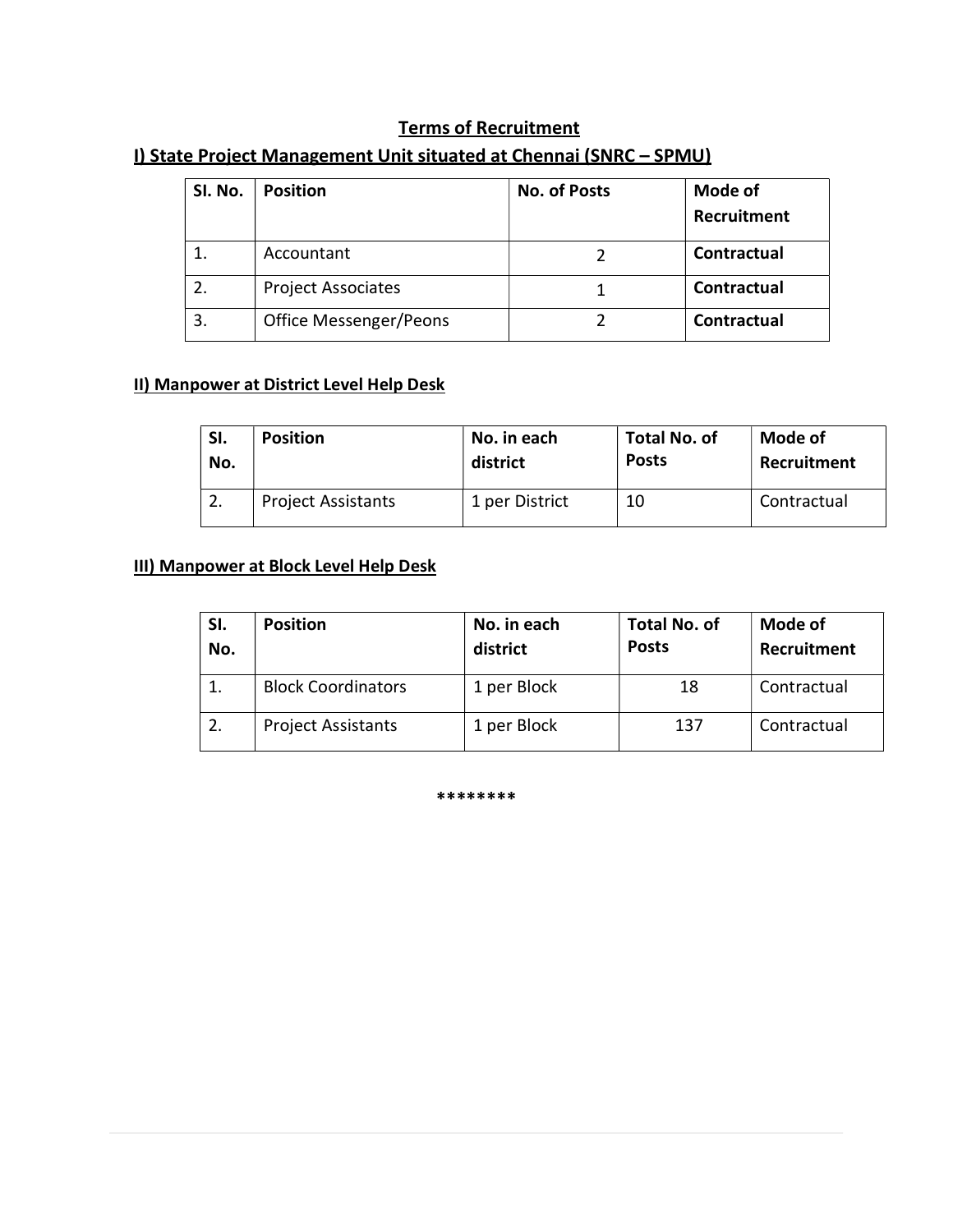## Terms of Recruitment

### I) State Project Management Unit situated at Chennai (SNRC – SPMU)

| SI. No. | Position | No. of Posts | Mode of Recruitment |
|---|---|---|---|
| 1. | Accountant | 2 | **Contractual** |
| 2. | Project Associates | 1 | **Contractual** |
| 3. | Office Messenger/Peons | 2 | **Contractual** |

### II) Manpower at District Level Help Desk

| SI. No. | Position | No. in each district | Total No. of Posts | Mode of Recruitment |
|---|---|---|---|---|
| 2. | Project Assistants | 1 per District | 10 | Contractual |

### III) Manpower at Block Level Help Desk

| SI. No. | Position | No. in each district | Total No. of Posts | Mode of Recruitment |
|---|---|---|---|---|
| 1. | Block Coordinators | 1 per Block | 18 | Contractual |
| 2. | Project Assistants | 1 per Block | 137 | Contractual |

********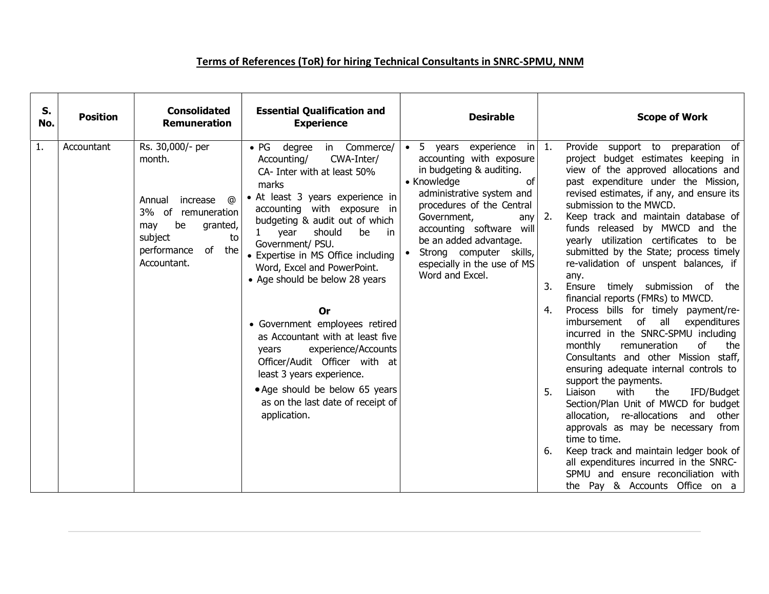## Terms of References (ToR) for hiring Technical Consultants in SNRC-SPMU, NNM

| S. No. | Position | Consolidated Remuneration | Essential Qualification and Experience | Desirable | Scope of Work |
|---|---|---|---|---|---|
| 1. | Accountant | Rs. 30,000/- per month.<br><br>Annual increase @ 3% of remuneration may be granted, subject to performance of the Accountant. | • PG degree in Commerce/ Accounting/ CWA-Inter/ CA- Inter with at least 50% marks<br>• At least 3 years experience in accounting with exposure in budgeting & audit out of which 1 year should be in Government/ PSU.<br>• Expertise in MS Office including Word, Excel and PowerPoint.<br>• Age should be below 28 years<br><br>**Or**<br><br>• Government employees retired as Accountant with at least five years experience/Accounts Officer/Audit Officer with at least 3 years experience.<br>• Age should be below 65 years as on the last date of receipt of application. | • 5 years experience in accounting with exposure in budgeting & auditing.<br>• Knowledge of administrative system and procedures of the Central Government, any accounting software will be an added advantage.<br>• Strong computer skills, especially in the use of MS Word and Excel. | 1. Provide support to preparation of project budget estimates keeping in view of the approved allocations and past expenditure under the Mission, revised estimates, if any, and ensure its submission to the MWCD.<br>2. Keep track and maintain database of funds released by MWCD and the yearly utilization certificates to be submitted by the State; process timely re-validation of unspent balances, if any.<br>3. Ensure timely submission of the financial reports (FMRs) to MWCD.<br>4. Process bills for timely payment/re-imbursement of all expenditures incurred in the SNRC-SPMU including monthly remuneration of the Consultants and other Mission staff, ensuring adequate internal controls to support the payments.<br>5. Liaison with the IFD/Budget Section/Plan Unit of MWCD for budget allocation, re-allocations and other approvals as may be necessary from time to time.<br>6. Keep track and maintain ledger book of all expenditures incurred in the SNRC-SPMU and ensure reconciliation with the Pay & Accounts Office on a |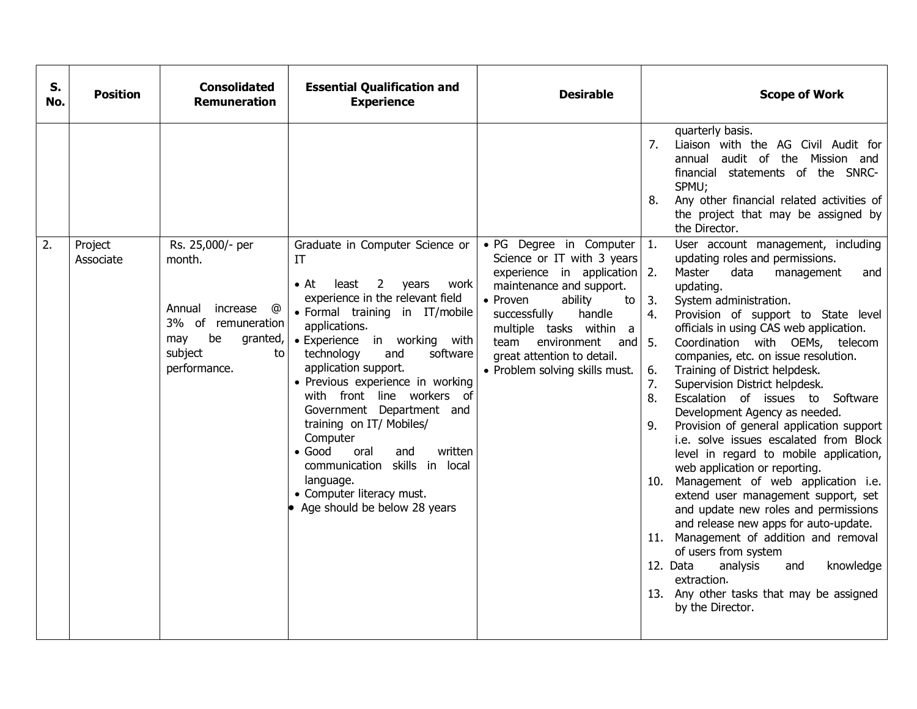| S. No. | Position | Consolidated Remuneration | Essential Qualification and Experience | Desirable | Scope of Work |
|---|---|---|---|---|---|
| | | | | | quarterly basis.<br>7. Liaison with the AG Civil Audit for annual audit of the Mission and financial statements of the SNRC-SPMU;<br>8. Any other financial related activities of the project that may be assigned by the Director. |
| 2. | Project Associate | Rs. 25,000/- per month.<br><br>Annual increase @ 3% of remuneration may be granted, subject to performance. | Graduate in Computer Science or IT<br>• At least 2 years work experience in the relevant field<br>• Formal training in IT/mobile applications.<br>• Experience in working with technology and software application support.<br>• Previous experience in working with front line workers of Government Department and training on IT/ Mobiles/ Computer<br>• Good oral and written communication skills in local language.<br>• Computer literacy must.<br>• Age should be below 28 years | • PG Degree in Computer Science or IT with 3 years experience in application maintenance and support.<br>• Proven ability to successfully handle multiple tasks within a team environment and great attention to detail.<br>• Problem solving skills must. | 1. User account management, including updating roles and permissions.<br>2. Master data management and updating.<br>3. System administration.<br>4. Provision of support to State level officials in using CAS web application.<br>5. Coordination with OEMs, telecom companies, etc. on issue resolution.<br>6. Training of District helpdesk.<br>7. Supervision District helpdesk.<br>8. Escalation of issues to Software Development Agency as needed.<br>9. Provision of general application support i.e. solve issues escalated from Block level in regard to mobile application, web application or reporting.<br>10. Management of web application i.e. extend user management support, set and update new roles and permissions and release new apps for auto-update.<br>11. Management of addition and removal of users from system<br>12. Data analysis and knowledge extraction.<br>13. Any other tasks that may be assigned by the Director. |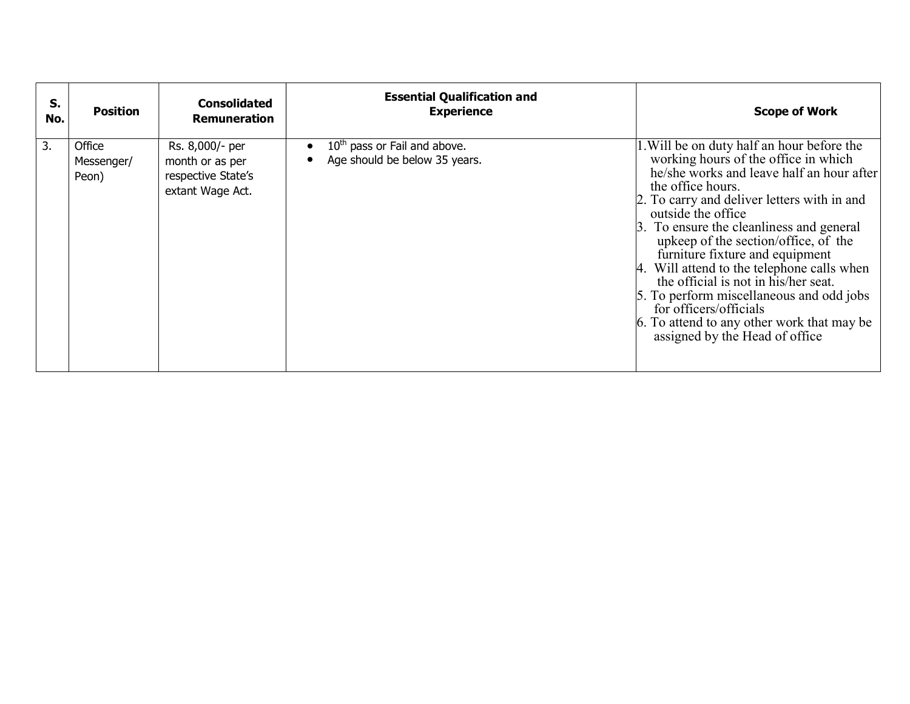| S. No. | Position | Consolidated Remuneration | Essential Qualification and Experience | Scope of Work |
|---|---|---|---|---|
| 3. | Office Messenger/ Peon) | Rs. 8,000/- per month or as per respective State's extant Wage Act. | • 10th pass or Fail and above.<br>• Age should be below 35 years. | 1. Will be on duty half an hour before the working hours of the office in which he/she works and leave half an hour after the office hours.<br>2. To carry and deliver letters with in and outside the office<br>3. To ensure the cleanliness and general upkeep of the section/office, of the furniture fixture and equipment<br>4. Will attend to the telephone calls when the official is not in his/her seat.<br>5. To perform miscellaneous and odd jobs for officers/officials<br>6. To attend to any other work that may be assigned by the Head of office |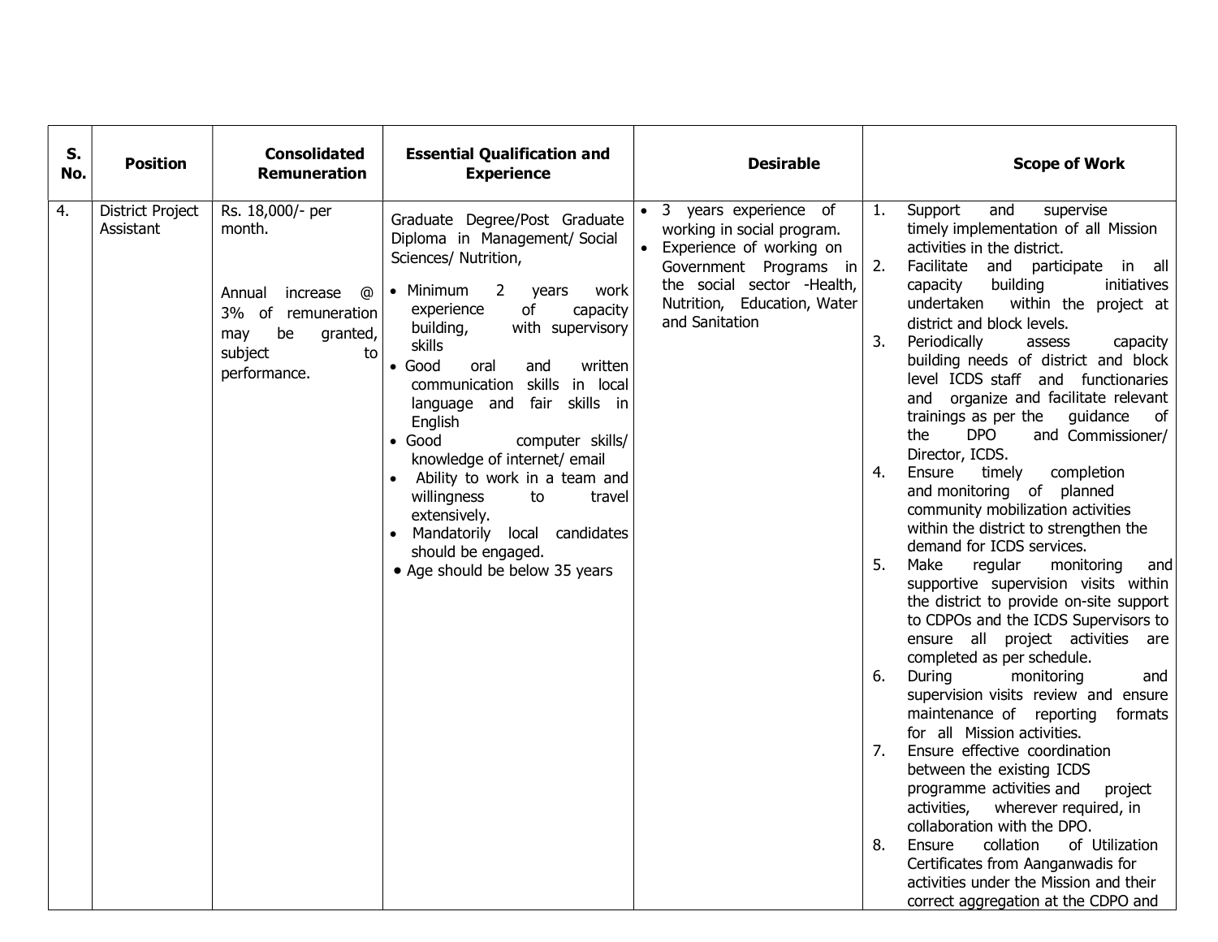| S. No. | Position | Consolidated Remuneration | Essential Qualification and Experience | Desirable | Scope of Work |
|---|---|---|---|---|---|
| 4. | District Project Assistant | Rs. 18,000/- per month.<br><br>Annual increase @ 3% of remuneration may be granted, subject to performance. | Graduate Degree/Post Graduate Diploma in Management/ Social Sciences/ Nutrition,<br>• Minimum 2 years work experience of capacity building, with supervisory skills<br>• Good oral and written communication skills in local language and fair skills in English<br>• Good computer skills/ knowledge of internet/ email<br>• Ability to work in a team and willingness to travel extensively.<br>• Mandatorily local candidates should be engaged.<br>• Age should be below 35 years | • 3 years experience of working in social program.<br>• Experience of working on Government Programs in the social sector -Health, Nutrition, Education, Water and Sanitation | 1. Support and supervise timely implementation of all Mission activities in the district.<br>2. Facilitate and participate in all capacity building initiatives undertaken within the project at district and block levels.<br>3. Periodically assess capacity building needs of district and block level ICDS staff and functionaries and organize and facilitate relevant trainings as per the guidance of the DPO and Commissioner/ Director, ICDS.<br>4. Ensure timely completion and monitoring of planned community mobilization activities within the district to strengthen the demand for ICDS services.<br>5. Make regular monitoring and supportive supervision visits within the district to provide on-site support to CDPOs and the ICDS Supervisors to ensure all project activities are completed as per schedule.<br>6. During monitoring and supervision visits review and ensure maintenance of reporting formats for all Mission activities.<br>7. Ensure effective coordination between the existing ICDS programme activities and project activities, wherever required, in collaboration with the DPO.<br>8. Ensure collation of Utilization Certificates from Aanganwadis for activities under the Mission and their correct aggregation at the CDPO and |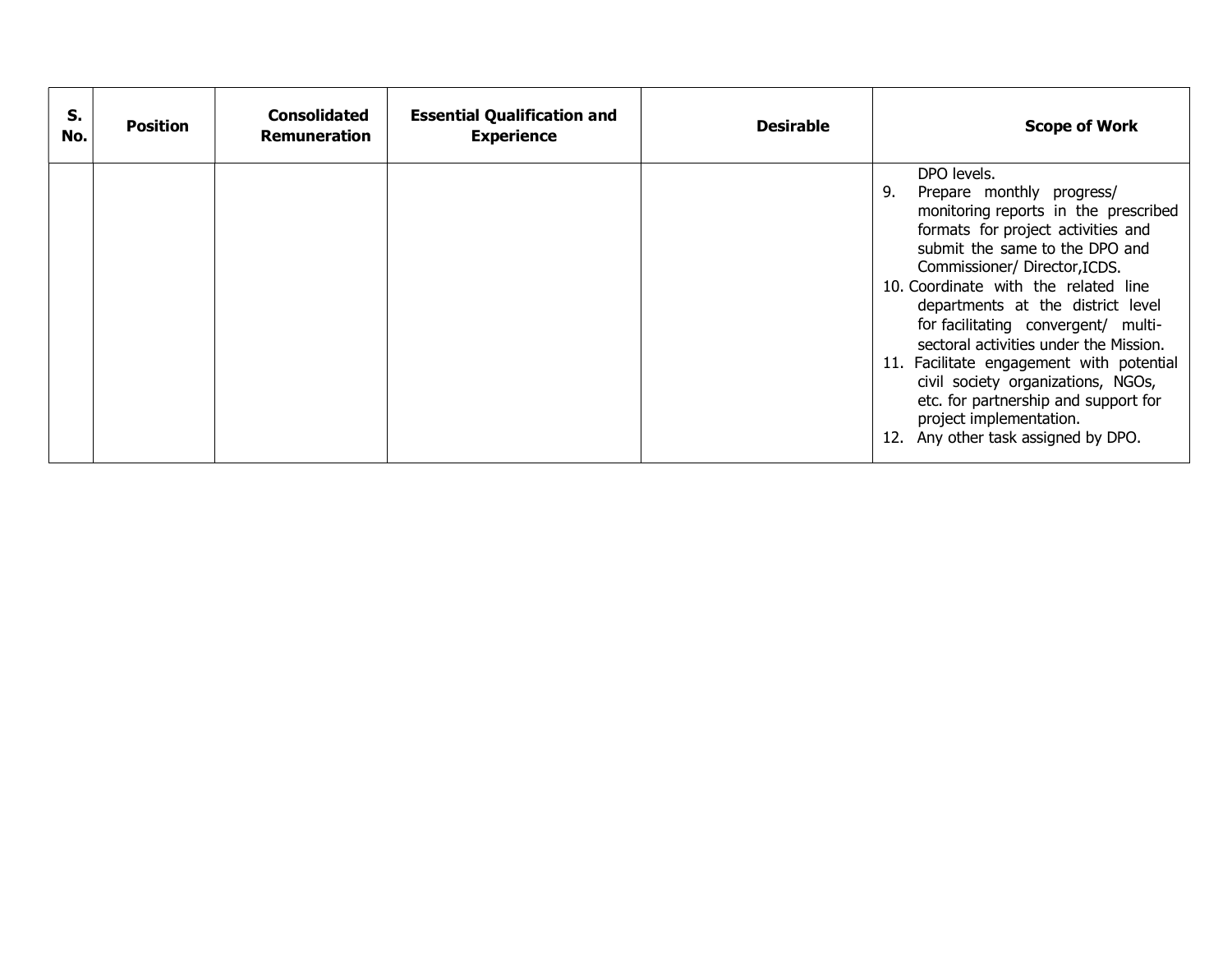| S. No. | Position | Consolidated Remuneration | Essential Qualification and Experience | Desirable | Scope of Work |
|---|---|---|---|---|---|
| | | | | | DPO levels.<br>9. Prepare monthly progress/ monitoring reports in the prescribed formats for project activities and submit the same to the DPO and Commissioner/ Director,ICDS.<br>10. Coordinate with the related line departments at the district level for facilitating convergent/ multi-sectoral activities under the Mission.<br>11. Facilitate engagement with potential civil society organizations, NGOs, etc. for partnership and support for project implementation.<br>12. Any other task assigned by DPO. |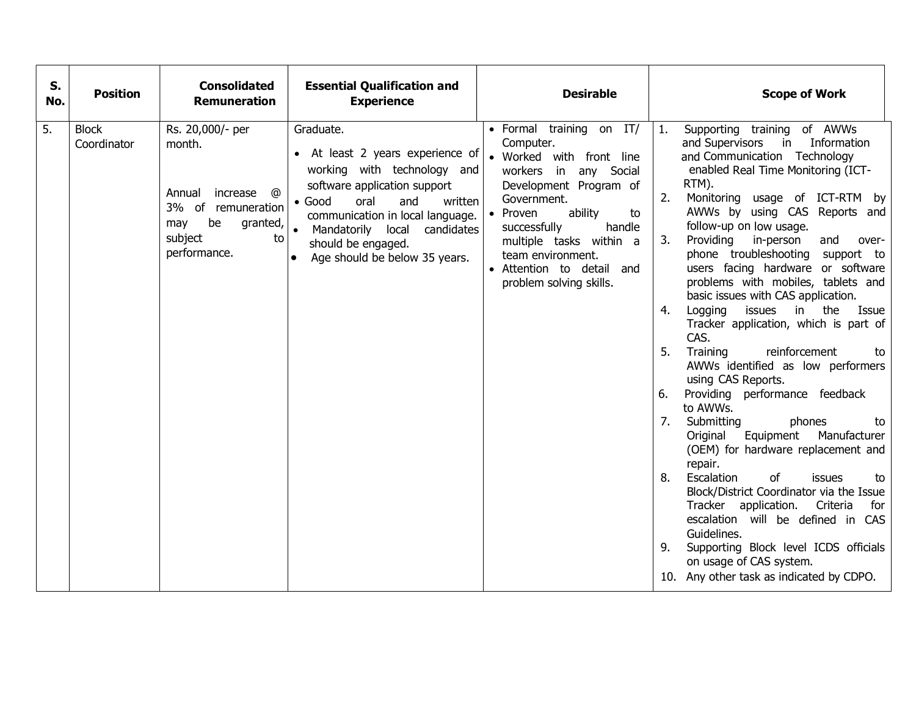| S. No. | Position | Consolidated Remuneration | Essential Qualification and Experience | Desirable | Scope of Work |
|---|---|---|---|---|---|
| 5. | Block Coordinator | Rs. 20,000/- per month.<br><br>Annual increase @ 3% of remuneration may be granted, subject to performance. | Graduate.<br>• At least 2 years experience of working with technology and software application support<br>• Good oral and written communication in local language.<br>• Mandatorily local candidates should be engaged.<br>• Age should be below 35 years. | • Formal training on IT/ Computer.<br>• Worked with front line workers in any Social Development Program of Government.<br>• Proven ability to successfully handle multiple tasks within a team environment.<br>• Attention to detail and problem solving skills. | 1. Supporting training of AWWs and Supervisors in Information and Communication Technology enabled Real Time Monitoring (ICT-RTM).<br>2. Monitoring usage of ICT-RTM by AWWs by using CAS Reports and follow-up on low usage.<br>3. Providing in-person and over-phone troubleshooting support to users facing hardware or software problems with mobiles, tablets and basic issues with CAS application.<br>4. Logging issues in the Issue Tracker application, which is part of CAS.<br>5. Training reinforcement to AWWs identified as low performers using CAS Reports.<br>6. Providing performance feedback to AWWs.<br>7. Submitting phones to Original Equipment Manufacturer (OEM) for hardware replacement and repair.<br>8. Escalation of issues to Block/District Coordinator via the Issue Tracker application. Criteria for escalation will be defined in CAS Guidelines.<br>9. Supporting Block level ICDS officials on usage of CAS system.<br>10. Any other task as indicated by CDPO. |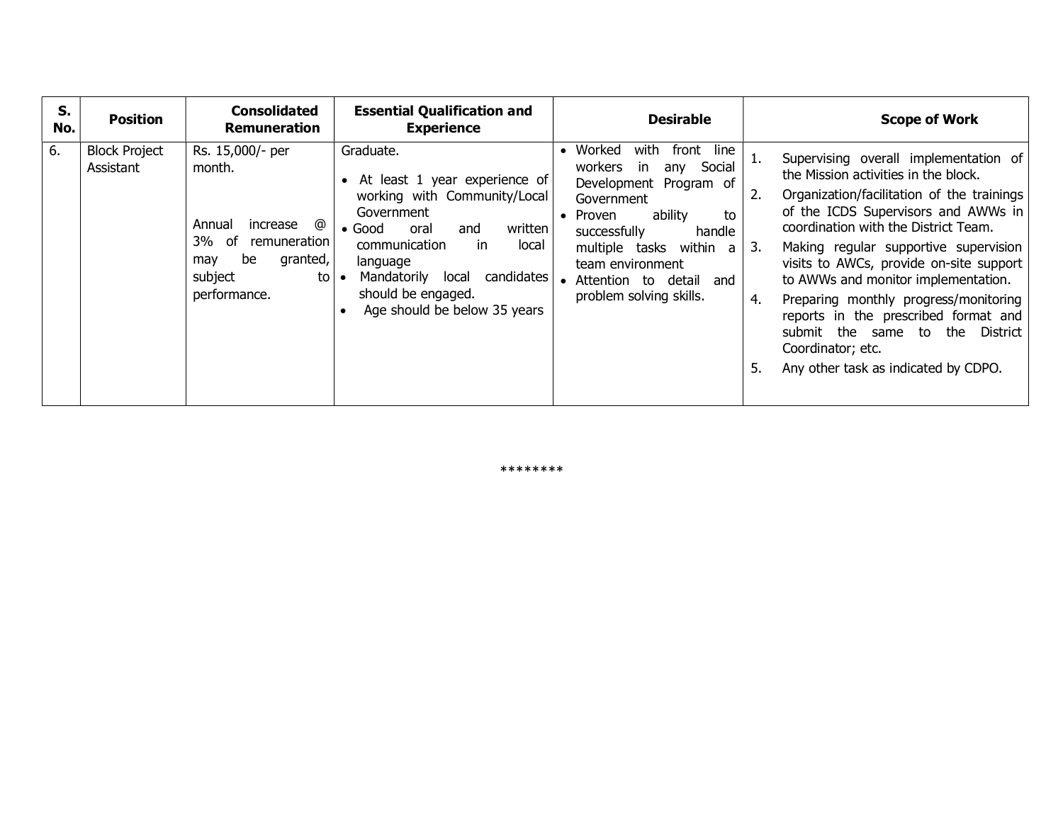| S. No. | Position | Consolidated Remuneration | Essential Qualification and Experience | Desirable | Scope of Work |
|---|---|---|---|---|---|
| 6. | Block Project Assistant | Rs. 15,000/- per month.<br><br>Annual increase @ 3% of remuneration may be granted, subject to performance. | Graduate.<br>• At least 1 year experience of working with Community/Local Government<br>• Good oral and written communication in local language<br>• Mandatorily local candidates should be engaged.<br>• Age should be below 35 years | • Worked with front line workers in any Social Development Program of Government<br>• Proven ability to successfully handle multiple tasks within a team environment<br>• Attention to detail and problem solving skills. | 1. Supervising overall implementation of the Mission activities in the block.<br>2. Organization/facilitation of the trainings of the ICDS Supervisors and AWWs in coordination with the District Team.<br>3. Making regular supportive supervision visits to AWCs, provide on-site support to AWWs and monitor implementation.<br>4. Preparing monthly progress/monitoring reports in the prescribed format and submit the same to the District Coordinator; etc.<br>5. Any other task as indicated by CDPO. |

********